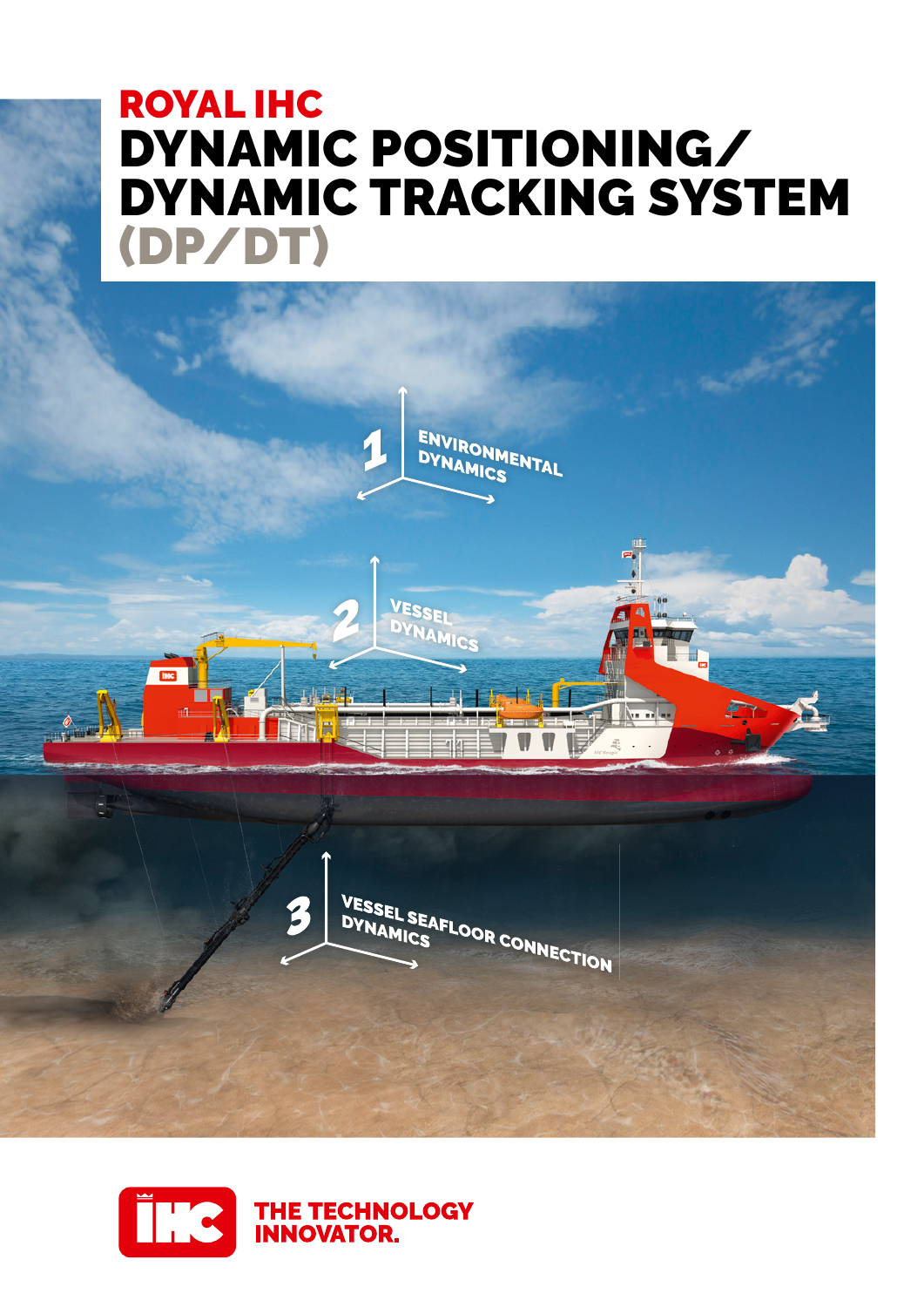# ROYAL IHC
# DYNAMIC POSITIONING/ DYNAMIC TRACKING SYSTEM (DP/DT)

1 ENVIRONMENTAL DYNAMICS

2 VESSEL DYNAMICS

3 VESSEL SEAFLOOR CONNECTION DYNAMICS

THE TECHNOLOGY INNOVATOR.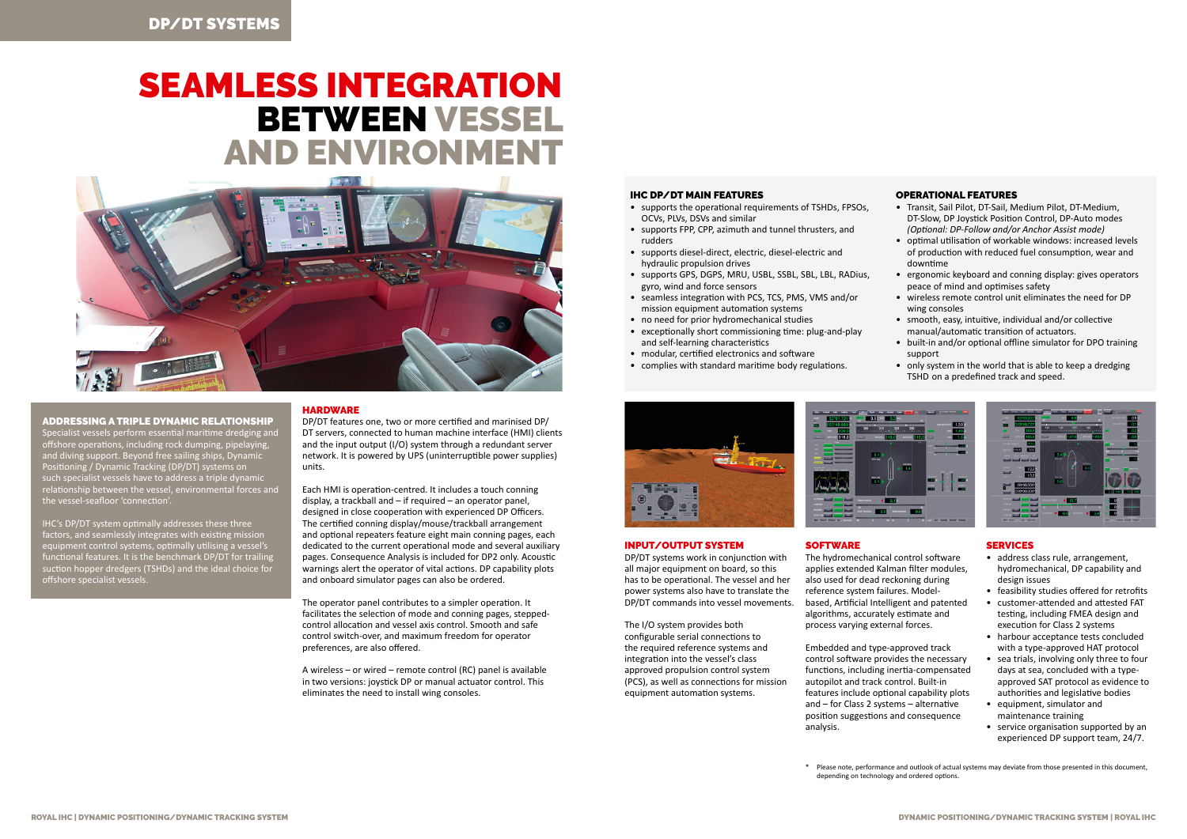# SEAMLESS INTEGRATION BETWEEN VESSEL AND ENVIRONMENT

## ADDRESSING A TRIPLE DYNAMIC RELATIONSHIP

Specialist vessels perform essential maritime dredging and offshore operations, including rock dumping, pipelaying, and diving support. Beyond free sailing ships, Dynamic Positioning / Dynamic Tracking (DP/DT) systems on such specialist vessels have to address a triple dynamic relationship between the vessel, environmental forces and the vessel-seafloor 'connection'.

IHC's DP/DT system optimally addresses these three factors, and seamlessly integrates with existing mission equipment control systems, optimally utilising a vessel's functional features. It is the benchmark DP/DT for trailing suction hopper dredgers (TSHDs) and the ideal choice for offshore specialist vessels.

## HARDWARE

DP/DT features one, two or more certified and marinised DP/DT servers, connected to human machine interface (HMI) clients and the input output (I/O) system through a redundant server network. It is powered by UPS (uninterruptible power supplies) units.

Each HMI is operation-centred. It includes a touch conning display, a trackball and – if required – an operator panel, designed in close cooperation with experienced DP Officers. The certified conning display/mouse/trackball arrangement and optional repeaters feature eight main conning pages, each dedicated to the current operational mode and several auxiliary pages. Consequence Analysis is included for DP2 only. Acoustic warnings alert the operator of vital actions. DP capability plots and onboard simulator pages can also be ordered.

The operator panel contributes to a simpler operation. It facilitates the selection of mode and conning pages, stepped-control allocation and vessel axis control. Smooth and safe control switch-over, and maximum freedom for operator preferences, are also offered.

A wireless – or wired – remote control (RC) panel is available in two versions: joystick DP or manual actuator control. This eliminates the need to install wing consoles.

## IHC DP/DT MAIN FEATURES

- supports the operational requirements of TSHDs, FPSOs, OCVs, PLVs, DSVs and similar
- supports FPP, CPP, azimuth and tunnel thrusters, and rudders
- supports diesel-direct, electric, diesel-electric and hydraulic propulsion drives
- supports GPS, DGPS, MRU, USBL, SSBL, SBL, LBL, RADius, gyro, wind and force sensors
- seamless integration with PCS, TCS, PMS, VMS and/or mission equipment automation systems
- no need for prior hydromechanical studies
- exceptionally short commissioning time: plug-and-play and self-learning characteristics
- modular, certified electronics and software
- complies with standard maritime body regulations.

## OPERATIONAL FEATURES

- Transit, Sail Pilot, DT-Sail, Medium Pilot, DT-Medium, DT-Slow, DP Joystick Position Control, DP-Auto modes *(Optional: DP-Follow and/or Anchor Assist mode)*
- optimal utilisation of workable windows: increased levels of production with reduced fuel consumption, wear and downtime
- ergonomic keyboard and conning display: gives operators peace of mind and optimises safety
- wireless remote control unit eliminates the need for DP wing consoles
- smooth, easy, intuitive, individual and/or collective manual/automatic transition of actuators.
- built-in and/or optional offline simulator for DPO training support
- only system in the world that is able to keep a dredging TSHD on a predefined track and speed.

## INPUT/OUTPUT SYSTEM

DP/DT systems work in conjunction with all major equipment on board, so this has to be operational. The vessel and her power systems also have to translate the DP/DT commands into vessel movements.

The I/O system provides both configurable serial connections to the required reference systems and integration into the vessel's class approved propulsion control system (PCS), as well as connections for mission equipment automation systems.

## SOFTWARE

The hydromechanical control software applies extended Kalman filter modules, also used for dead reckoning during reference system failures. Model-based, Artificial Intelligent and patented algorithms, accurately estimate and process varying external forces.

Embedded and type-approved track control software provides the necessary functions, including inertia-compensated autopilot and track control. Built-in features include optional capability plots and – for Class 2 systems – alternative position suggestions and consequence analysis.

## SERVICES

- address class rule, arrangement, hydromechanical, DP capability and design issues
- feasibility studies offered for retrofits
- customer-attended and attested FAT testing, including FMEA design and execution for Class 2 systems
- harbour acceptance tests concluded with a type-approved HAT protocol
- sea trials, involving only three to four days at sea, concluded with a type-approved SAT protocol as evidence to authorities and legislative bodies
- equipment, simulator and maintenance training
- service organisation supported by an experienced DP support team, 24/7.

\* Please note, performance and outlook of actual systems may deviate from those presented in this document, depending on technology and ordered options.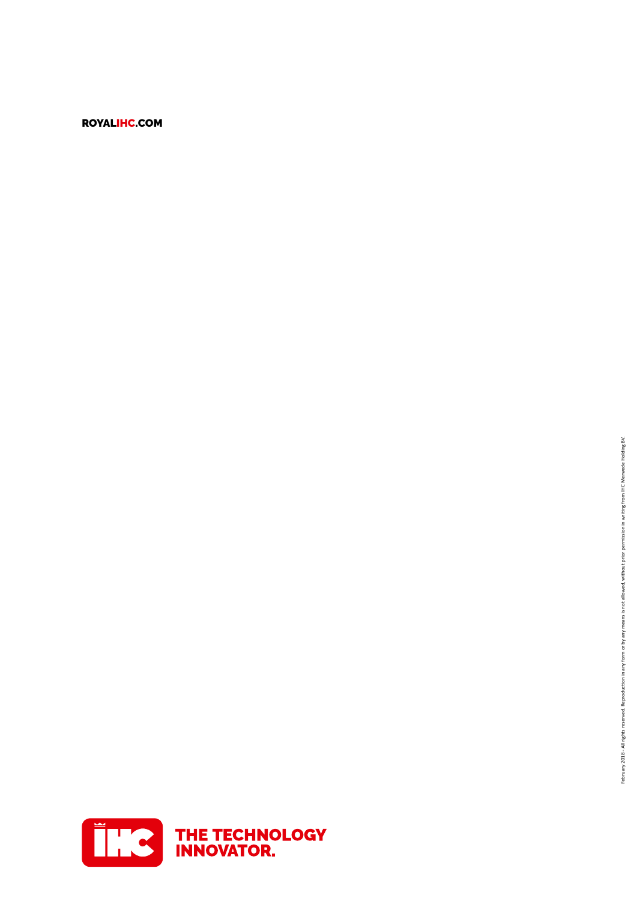ROYALIHC.COM

February 2018 - All rights reserved. Reproduction in any form or by any means is not allowed, without prior permission in writing from IHC Merwede Holding BV.

IHC

THE TECHNOLOGY INNOVATOR.